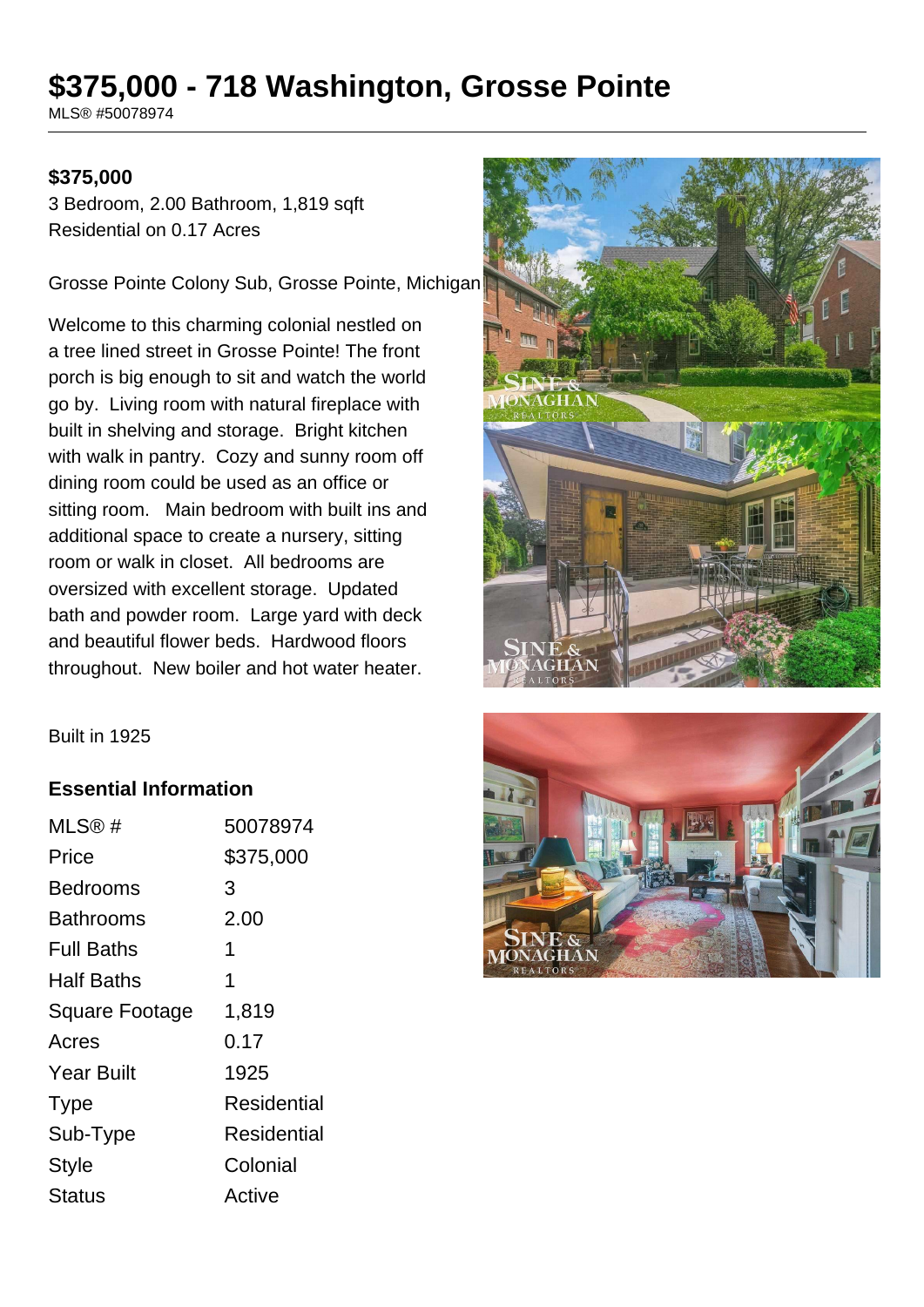# $375,000 - 718 Washington, Grosse Pointe

MLS® #50078974

**$375,000**

3 Bedroom, 2.00 Bathroom, 1,819 sqft
Residential on 0.17 Acres

Grosse Pointe Colony Sub, Grosse Pointe, Michigan

Welcome to this charming colonial nestled on a tree lined street in Grosse Pointe! The front porch is big enough to sit and watch the world go by. Living room with natural fireplace with built in shelving and storage. Bright kitchen with walk in pantry. Cozy and sunny room off dining room could be used as an office or sitting room. Main bedroom with built ins and additional space to create a nursery, sitting room or walk in closet. All bedrooms are oversized with excellent storage. Updated bath and powder room. Large yard with deck and beautiful flower beds. Hardwood floors throughout. New boiler and hot water heater.

Built in 1925

### Essential Information

| | |
|---|---|
| MLS® # | 50078974 |
| Price | $375,000 |
| Bedrooms | 3 |
| Bathrooms | 2.00 |
| Full Baths | 1 |
| Half Baths | 1 |
| Square Footage | 1,819 |
| Acres | 0.17 |
| Year Built | 1925 |
| Type | Residential |
| Sub-Type | Residential |
| Style | Colonial |
| Status | Active |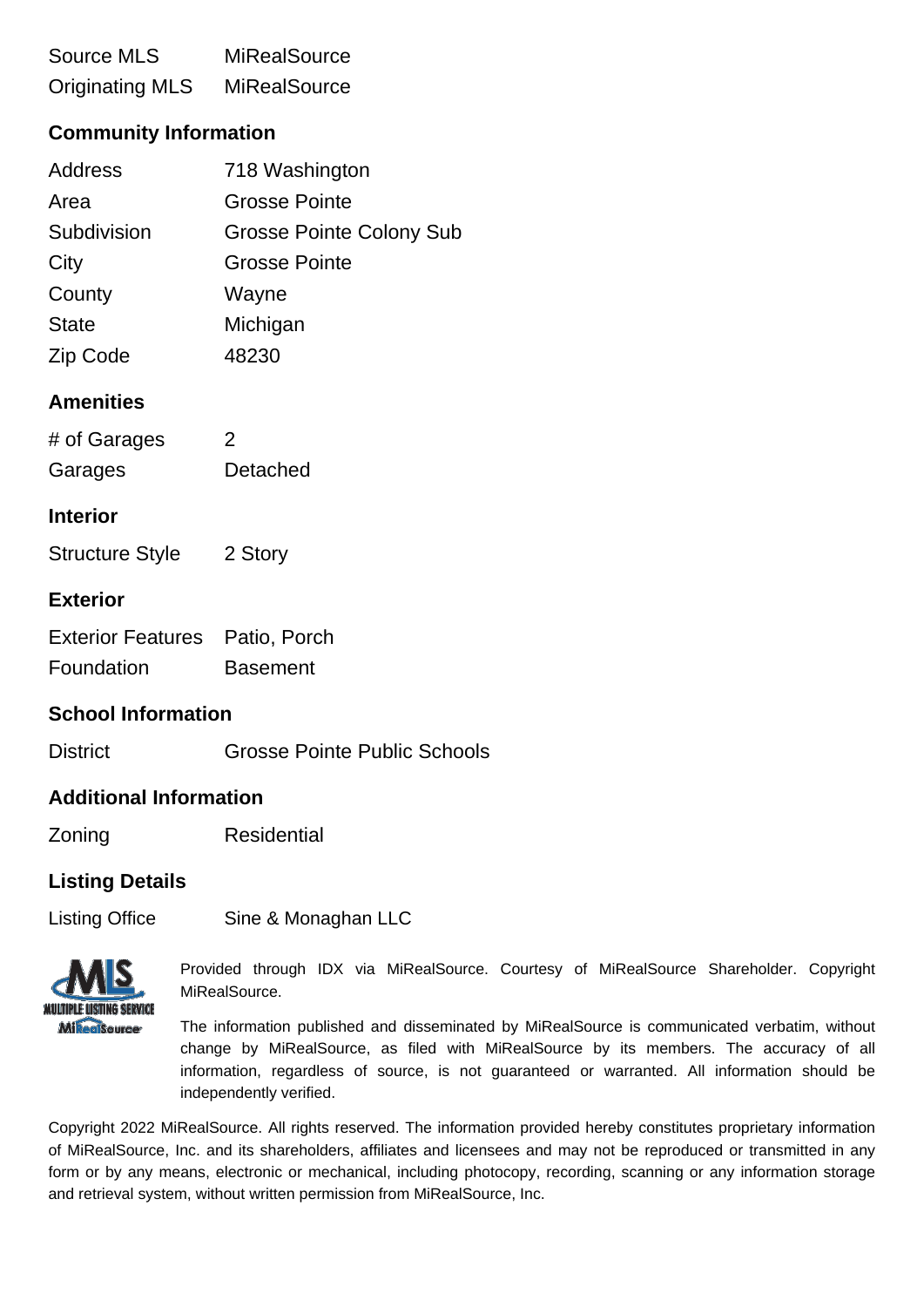| | |
|---|---|
| Source MLS | MiRealSource |
| Originating MLS | MiRealSource |

## Community Information

| | |
|---|---|
| Address | 718 Washington |
| Area | Grosse Pointe |
| Subdivision | Grosse Pointe Colony Sub |
| City | Grosse Pointe |
| County | Wayne |
| State | Michigan |
| Zip Code | 48230 |

## Amenities

| | |
|---|---|
| # of Garages | 2 |
| Garages | Detached |

## Interior

| | |
|---|---|
| Structure Style | 2 Story |

## Exterior

| | |
|---|---|
| Exterior Features | Patio, Porch |
| Foundation | Basement |

## School Information

| | |
|---|---|
| District | Grosse Pointe Public Schools |

## Additional Information

| | |
|---|---|
| Zoning | Residential |

## Listing Details

| | |
|---|---|
| Listing Office | Sine & Monaghan LLC |

Provided through IDX via MiRealSource. Courtesy of MiRealSource Shareholder. Copyright MiRealSource.

The information published and disseminated by MiRealSource is communicated verbatim, without change by MiRealSource, as filed with MiRealSource by its members. The accuracy of all information, regardless of source, is not guaranteed or warranted. All information should be independently verified.

Copyright 2022 MiRealSource. All rights reserved. The information provided hereby constitutes proprietary information of MiRealSource, Inc. and its shareholders, affiliates and licensees and may not be reproduced or transmitted in any form or by any means, electronic or mechanical, including photocopy, recording, scanning or any information storage and retrieval system, without written permission from MiRealSource, Inc.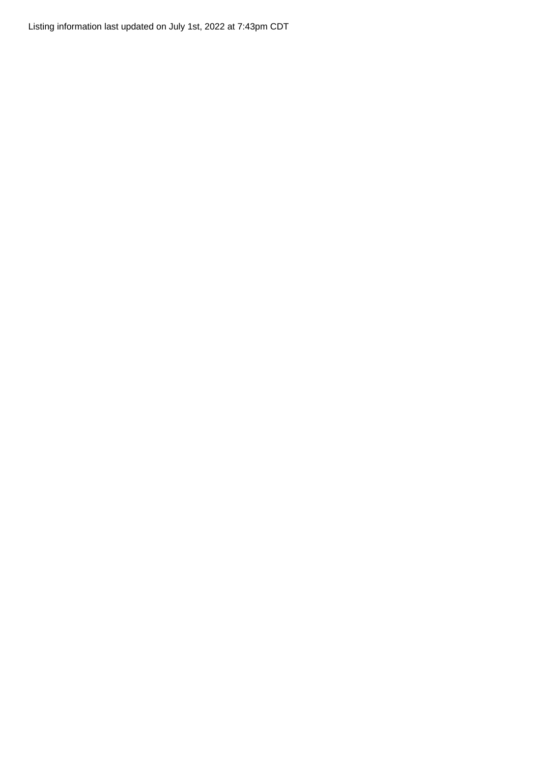Listing information last updated on July 1st, 2022 at 7:43pm CDT